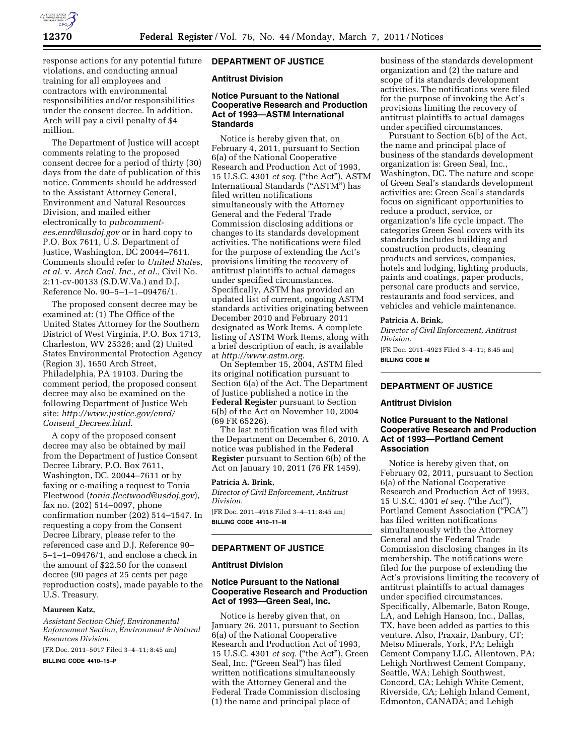response actions for any potential future violations, and conducting annual training for all employees and contractors with environmental responsibilities and/or responsibilities under the consent decree. In addition, Arch will pay a civil penalty of $4 million.

The Department of Justice will accept comments relating to the proposed consent decree for a period of thirty (30) days from the date of publication of this notice. Comments should be addressed to the Assistant Attorney General, Environment and Natural Resources Division, and mailed either electronically to *pubcomment-ees.enrd@usdoj.gov* or in hard copy to P.O. Box 7611, U.S. Department of Justice, Washington, DC 20044–7611. Comments should refer to *United States, et al.* v. *Arch Coal, Inc., et al.,* Civil No. 2:11-cv-00133 (S.D.W.Va.) and D.J. Reference No. 90–5–1–1–09476/1.

The proposed consent decree may be examined at: (1) The Office of the United States Attorney for the Southern District of West Virginia, P.O. Box 1713, Charleston, WV 25326; and (2) United States Environmental Protection Agency (Region 3), 1650 Arch Street, Philadelphia, PA 19103. During the comment period, the proposed consent decree may also be examined on the following Department of Justice Web site: *http://www.justice.gov/enrd/Consent_Decrees.html.*

A copy of the proposed consent decree may also be obtained by mail from the Department of Justice Consent Decree Library, P.O. Box 7611, Washington, DC. 20044–7611 or by faxing or e-mailing a request to Tonia Fleetwood (*tonia.fleetwood@usdoj.gov*), fax no. (202) 514–0097, phone confirmation number (202) 514–1547. In requesting a copy from the Consent Decree Library, please refer to the referenced case and D.J. Reference 90–5–1–1–09476/1, and enclose a check in the amount of $22.50 for the consent decree (90 pages at 25 cents per page reproduction costs), made payable to the U.S. Treasury.

**Maureen Katz,**

*Assistant Section Chief, Environmental Enforcement Section, Environment & Natural Resources Division.*

[FR Doc. 2011–5017 Filed 3–4–11; 8:45 am]

**BILLING CODE 4410–15–P**

## DEPARTMENT OF JUSTICE

### Antitrust Division

### Notice Pursuant to the National Cooperative Research and Production Act of 1993—ASTM International Standards

Notice is hereby given that, on February 4, 2011, pursuant to Section 6(a) of the National Cooperative Research and Production Act of 1993, 15 U.S.C. 4301 *et seq.* ("the Act"), ASTM International Standards ("ASTM") has filed written notifications simultaneously with the Attorney General and the Federal Trade Commission disclosing additions or changes to its standards development activities. The notifications were filed for the purpose of extending the Act's provisions limiting the recovery of antitrust plaintiffs to actual damages under specified circumstances. Specifically, ASTM has provided an updated list of current, ongoing ASTM standards activities originating between December 2010 and February 2011 designated as Work Items. A complete listing of ASTM Work Items, along with a brief description of each, is available at *http://www.astm.org.*

On September 15, 2004, ASTM filed its original notification pursuant to Section 6(a) of the Act. The Department of Justice published a notice in the **Federal Register** pursuant to Section 6(b) of the Act on November 10, 2004 (69 FR 65226).

The last notification was filed with the Department on December 6, 2010. A notice was published in the **Federal Register** pursuant to Section 6(b) of the Act on January 10, 2011 (76 FR 1459).

**Patricia A. Brink,**

*Director of Civil Enforcement, Antitrust Division.*

[FR Doc. 2011–4918 Filed 3–4–11; 8:45 am]

**BILLING CODE 4410–11–M**

## DEPARTMENT OF JUSTICE

### Antitrust Division

### Notice Pursuant to the National Cooperative Research and Production Act of 1993—Green Seal, Inc.

Notice is hereby given that, on January 26, 2011, pursuant to Section 6(a) of the National Cooperative Research and Production Act of 1993, 15 U.S.C. 4301 *et seq.* ("the Act"), Green Seal, Inc. ("Green Seal") has filed written notifications simultaneously with the Attorney General and the Federal Trade Commission disclosing (1) the name and principal place of business of the standards development organization and (2) the nature and scope of its standards development activities. The notifications were filed for the purpose of invoking the Act's provisions limiting the recovery of antitrust plaintiffs to actual damages under specified circumstances.

Pursuant to Section 6(b) of the Act, the name and principal place of business of the standards development organization is: Green Seal, Inc., Washington, DC. The nature and scope of Green Seal's standards development activities are: Green Seal's standards focus on significant opportunities to reduce a product, service, or organization's life cycle impact. The categories Green Seal covers with its standards includes building and construction products, cleaning products and services, companies, hotels and lodging, lighting products, paints and coatings, paper products, personal care products and service, restaurants and food services, and vehicles and vehicle maintenance.

**Patricia A. Brink,**

*Director of Civil Enforcement, Antitrust Division.*

[FR Doc. 2011–4923 Filed 3–4–11; 8:45 am]

**BILLING CODE M**

## DEPARTMENT OF JUSTICE

### Antitrust Division

### Notice Pursuant to the National Cooperative Research and Production Act of 1993—Portland Cement Association

Notice is hereby given that, on February 02, 2011, pursuant to Section 6(a) of the National Cooperative Research and Production Act of 1993, 15 U.S.C. 4301 *et seq.* ("the Act"), Portland Cement Association ("PCA") has filed written notifications simultaneously with the Attorney General and the Federal Trade Commission disclosing changes in its membership. The notifications were filed for the purpose of extending the Act's provisions limiting the recovery of antitrust plaintiffs to actual damages under specified circumstances. Specifically, Albemarle, Baton Rouge, LA, and Lehigh Hanson, Inc., Dallas, TX, have been added as parties to this venture. Also, Praxair, Danbury, CT; Metso Minerals, York, PA; Lehigh Cement Company LLC, Allentown, PA; Lehigh Northwest Cement Company, Seattle, WA; Lehigh Southwest, Concord, CA; Lehigh White Cement, Riverside, CA; Lehigh Inland Cement, Edmonton, CANADA; and Lehigh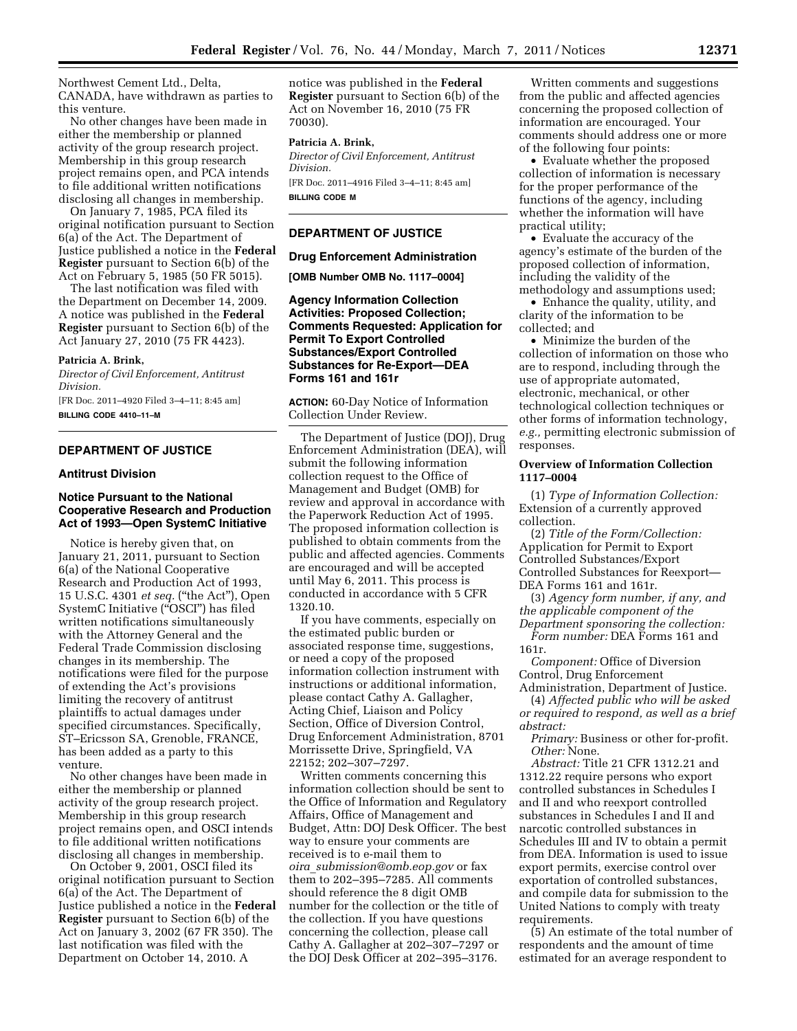Northwest Cement Ltd., Delta, CANADA, have withdrawn as parties to this venture.

No other changes have been made in either the membership or planned activity of the group research project. Membership in this group research project remains open, and PCA intends to file additional written notifications disclosing all changes in membership.

On January 7, 1985, PCA filed its original notification pursuant to Section 6(a) of the Act. The Department of Justice published a notice in the **Federal Register** pursuant to Section 6(b) of the Act on February 5, 1985 (50 FR 5015).

The last notification was filed with the Department on December 14, 2009. A notice was published in the **Federal Register** pursuant to Section 6(b) of the Act January 27, 2010 (75 FR 4423).

**Patricia A. Brink,**

*Director of Civil Enforcement, Antitrust Division.*

[FR Doc. 2011–4920 Filed 3–4–11; 8:45 am]

**BILLING CODE 4410–11–M**

## DEPARTMENT OF JUSTICE

### Antitrust Division

### Notice Pursuant to the National Cooperative Research and Production Act of 1993—Open SystemC Initiative

Notice is hereby given that, on January 21, 2011, pursuant to Section 6(a) of the National Cooperative Research and Production Act of 1993, 15 U.S.C. 4301 *et seq.* ("the Act"), Open SystemC Initiative ("OSCI") has filed written notifications simultaneously with the Attorney General and the Federal Trade Commission disclosing changes in its membership. The notifications were filed for the purpose of extending the Act's provisions limiting the recovery of antitrust plaintiffs to actual damages under specified circumstances. Specifically, ST–Ericsson SA, Grenoble, FRANCE, has been added as a party to this venture.

No other changes have been made in either the membership or planned activity of the group research project. Membership in this group research project remains open, and OSCI intends to file additional written notifications disclosing all changes in membership.

On October 9, 2001, OSCI filed its original notification pursuant to Section 6(a) of the Act. The Department of Justice published a notice in the **Federal Register** pursuant to Section 6(b) of the Act on January 3, 2002 (67 FR 350). The last notification was filed with the Department on October 14, 2010. A notice was published in the **Federal Register** pursuant to Section 6(b) of the Act on November 16, 2010 (75 FR 70030).

**Patricia A. Brink,**

*Director of Civil Enforcement, Antitrust Division.*

[FR Doc. 2011–4916 Filed 3–4–11; 8:45 am]

**BILLING CODE M**

## DEPARTMENT OF JUSTICE

### Drug Enforcement Administration

**[OMB Number OMB No. 1117–0004]**

### Agency Information Collection Activities: Proposed Collection; Comments Requested: Application for Permit To Export Controlled Substances/Export Controlled Substances for Re-Export—DEA Forms 161 and 161r

**ACTION:** 60-Day Notice of Information Collection Under Review.

The Department of Justice (DOJ), Drug Enforcement Administration (DEA), will submit the following information collection request to the Office of Management and Budget (OMB) for review and approval in accordance with the Paperwork Reduction Act of 1995. The proposed information collection is published to obtain comments from the public and affected agencies. Comments are encouraged and will be accepted until May 6, 2011. This process is conducted in accordance with 5 CFR 1320.10.

If you have comments, especially on the estimated public burden or associated response time, suggestions, or need a copy of the proposed information collection instrument with instructions or additional information, please contact Cathy A. Gallagher, Acting Chief, Liaison and Policy Section, Office of Diversion Control, Drug Enforcement Administration, 8701 Morrissette Drive, Springfield, VA 22152; 202–307–7297.

Written comments concerning this information collection should be sent to the Office of Information and Regulatory Affairs, Office of Management and Budget, Attn: DOJ Desk Officer. The best way to ensure your comments are received is to e-mail them to *oira_submission@omb.eop.gov* or fax them to 202–395–7285. All comments should reference the 8 digit OMB number for the collection or the title of the collection. If you have questions concerning the collection, please call Cathy A. Gallagher at 202–307–7297 or the DOJ Desk Officer at 202–395–3176.

Written comments and suggestions from the public and affected agencies concerning the proposed collection of information are encouraged. Your comments should address one or more of the following four points:

- Evaluate whether the proposed collection of information is necessary for the proper performance of the functions of the agency, including whether the information will have practical utility;
- Evaluate the accuracy of the agency's estimate of the burden of the proposed collection of information, including the validity of the methodology and assumptions used;
- Enhance the quality, utility, and clarity of the information to be collected; and
- Minimize the burden of the collection of information on those who are to respond, including through the use of appropriate automated, electronic, mechanical, or other technological collection techniques or other forms of information technology, *e.g.,* permitting electronic submission of responses.

**Overview of Information Collection 1117–0004**

(1) *Type of Information Collection:* Extension of a currently approved collection.

(2) *Title of the Form/Collection:* Application for Permit to Export Controlled Substances/Export Controlled Substances for Reexport—DEA Forms 161 and 161r.

(3) *Agency form number, if any, and the applicable component of the Department sponsoring the collection:*

*Form number:* DEA Forms 161 and 161r.

*Component:* Office of Diversion Control, Drug Enforcement Administration, Department of Justice.

(4) *Affected public who will be asked or required to respond, as well as a brief abstract:*

*Primary:* Business or other for-profit.

*Other:* None.

*Abstract:* Title 21 CFR 1312.21 and 1312.22 require persons who export controlled substances in Schedules I and II and who reexport controlled substances in Schedules I and II and narcotic controlled substances in Schedules III and IV to obtain a permit from DEA. Information is used to issue export permits, exercise control over exportation of controlled substances, and compile data for submission to the United Nations to comply with treaty requirements.

(5) An estimate of the total number of respondents and the amount of time estimated for an average respondent to